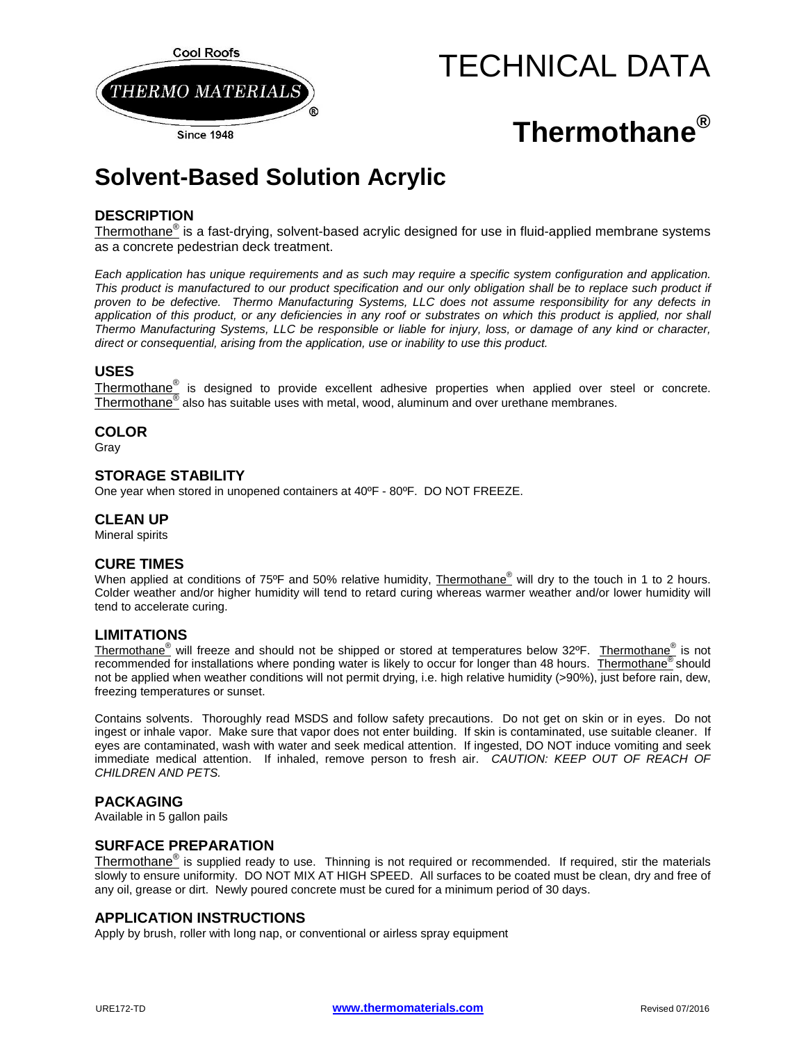Cool Roofs

THERMO MATERIALS®

Since 1948

# TECHNICAL DATA

# Thermothane®

## Solvent-Based Solution Acrylic

### DESCRIPTION

Thermothane® is a fast-drying, solvent-based acrylic designed for use in fluid-applied membrane systems as a concrete pedestrian deck treatment.

*Each application has unique requirements and as such may require a specific system configuration and application. This product is manufactured to our product specification and our only obligation shall be to replace such product if proven to be defective. Thermo Manufacturing Systems, LLC does not assume responsibility for any defects in application of this product, or any deficiencies in any roof or substrates on which this product is applied, nor shall Thermo Manufacturing Systems, LLC be responsible or liable for injury, loss, or damage of any kind or character, direct or consequential, arising from the application, use or inability to use this product.*

### USES

Thermothane® is designed to provide excellent adhesive properties when applied over steel or concrete. Thermothane® also has suitable uses with metal, wood, aluminum and over urethane membranes.

### COLOR

Gray

### STORAGE STABILITY

One year when stored in unopened containers at 40ºF - 80ºF. DO NOT FREEZE.

### CLEAN UP

Mineral spirits

### CURE TIMES

When applied at conditions of 75ºF and 50% relative humidity, Thermothane® will dry to the touch in 1 to 2 hours. Colder weather and/or higher humidity will tend to retard curing whereas warmer weather and/or lower humidity will tend to accelerate curing.

### LIMITATIONS

Thermothane® will freeze and should not be shipped or stored at temperatures below 32ºF. Thermothane® is not recommended for installations where ponding water is likely to occur for longer than 48 hours. Thermothane® should not be applied when weather conditions will not permit drying, i.e. high relative humidity (>90%), just before rain, dew, freezing temperatures or sunset.

Contains solvents. Thoroughly read MSDS and follow safety precautions. Do not get on skin or in eyes. Do not ingest or inhale vapor. Make sure that vapor does not enter building. If skin is contaminated, use suitable cleaner. If eyes are contaminated, wash with water and seek medical attention. If ingested, DO NOT induce vomiting and seek immediate medical attention. If inhaled, remove person to fresh air. *CAUTION: KEEP OUT OF REACH OF CHILDREN AND PETS.*

### PACKAGING

Available in 5 gallon pails

### SURFACE PREPARATION

Thermothane® is supplied ready to use. Thinning is not required or recommended. If required, stir the materials slowly to ensure uniformity. DO NOT MIX AT HIGH SPEED. All surfaces to be coated must be clean, dry and free of any oil, grease or dirt. Newly poured concrete must be cured for a minimum period of 30 days.

### APPLICATION INSTRUCTIONS

Apply by brush, roller with long nap, or conventional or airless spray equipment

URE172-TD **www.thermomaterials.com** Revised 07/2016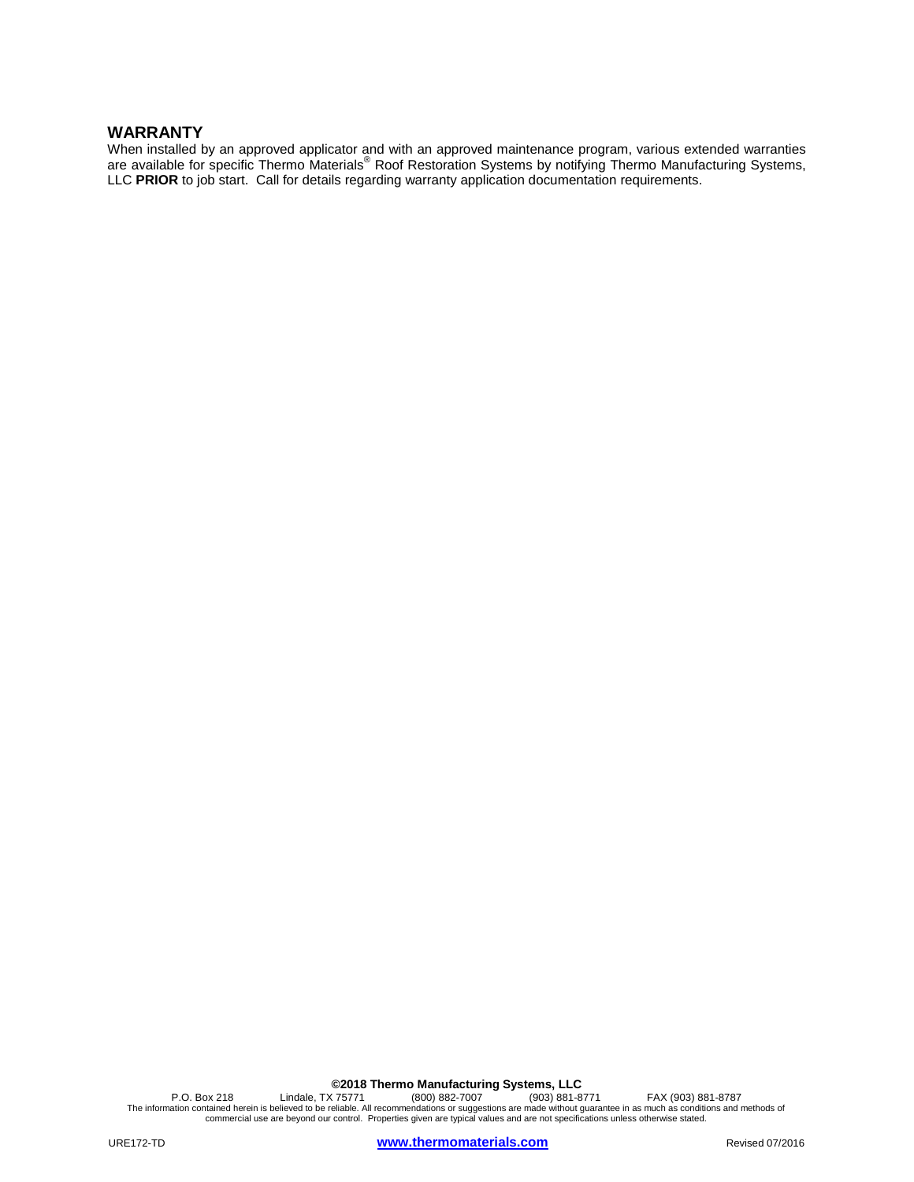## WARRANTY

When installed by an approved applicator and with an approved maintenance program, various extended warranties are available for specific Thermo Materials® Roof Restoration Systems by notifying Thermo Manufacturing Systems, LLC **PRIOR** to job start. Call for details regarding warranty application documentation requirements.

**©2018 Thermo Manufacturing Systems, LLC**

P.O. Box 218 Lindale, TX 75771 (800) 882-7007 (903) 881-8771 FAX (903) 881-8787

The information contained herein is believed to be reliable. All recommendations or suggestions are made without guarantee in as much as conditions and methods of commercial use are beyond our control. Properties given are typical values and are not specifications unless otherwise stated.

URE172-TD **www.thermomaterials.com** Revised 07/2016